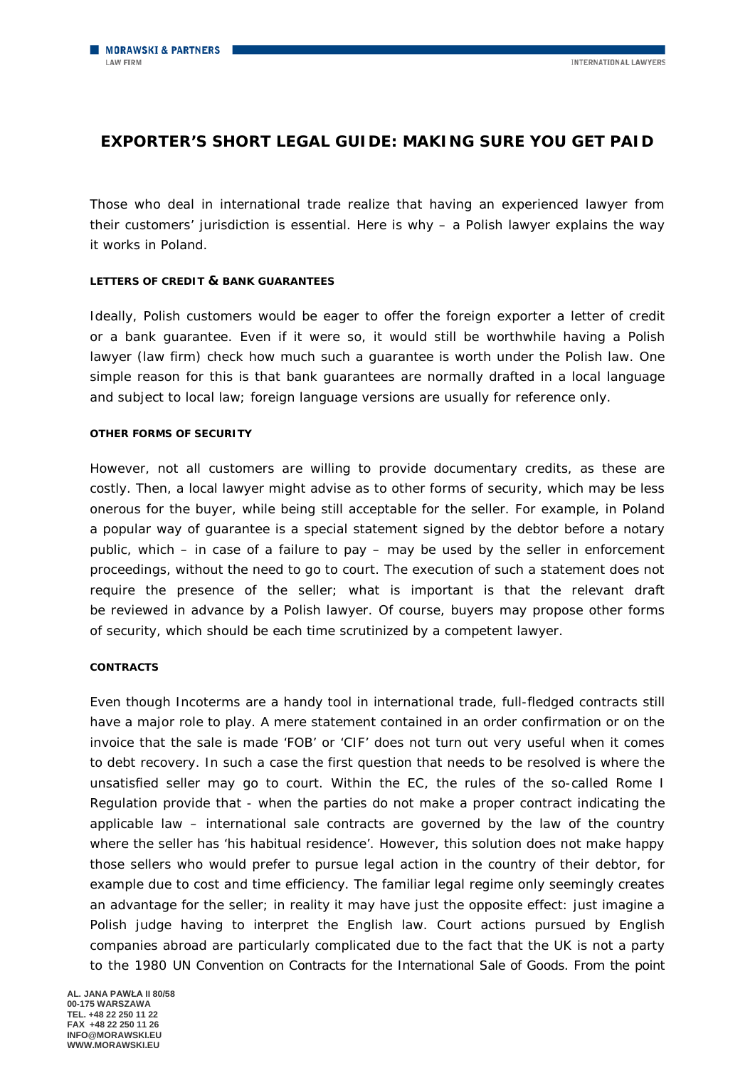# EXPORTER'S SHORT LEGAL GUIDE: MAKING SURE YOU GET PAID

Those who deal in international trade realize that having an experienced lawyer from their customers' jurisdiction is essential. Here is why – a Polish lawyer explains the way it works in Poland.

#### LETTERS OF CREDIT & BANK GUARANTEES

Ideally, Polish customers would be eager to offer the foreign exporter a letter of credit or a bank guarantee. Even if it were so, it would still be worthwhile having a Polish lawyer (law firm) check how much such a guarantee is worth under the Polish law. One simple reason for this is that bank guarantees are normally drafted in a local language and subject to local law; foreign language versions are usually for reference only.

#### OTHER FORMS OF SECURITY

However, not all customers are willing to provide documentary credits, as these are costly. Then, a local lawyer might advise as to other forms of security, which may be less onerous for the buyer, while being still acceptable for the seller. For example, in Poland a popular way of guarantee is a special statement signed by the debtor before a notary public, which – in case of a failure to pay – may be used by the seller in enforcement proceedings, without the need to go to court. The execution of such a statement does not require the presence of the seller; what is important is that the relevant draft be reviewed in advance by a Polish lawyer. Of course, buyers may propose other forms of security, which should be each time scrutinized by a competent lawyer.

#### CONTRACTS

Even though Incoterms are a handy tool in international trade, full-fledged contracts still have a major role to play. A mere statement contained in an order confirmation or on the invoice that the sale is made 'FOB' or 'CIF' does not turn out very useful when it comes to debt recovery. In such a case the first question that needs to be resolved is where the unsatisfied seller may go to court. Within the EC, the rules of the so-called Rome I Regulation provide that - when the parties do not make a proper contract indicating the applicable law – international sale contracts are governed by the law of the country where the seller has 'his habitual residence'. However, this solution does not make happy those sellers who would prefer to pursue legal action in the country of their debtor, for example due to cost and time efficiency. The familiar legal regime only seemingly creates an advantage for the seller; in reality it may have just the opposite effect: just imagine a Polish judge having to interpret the English law. Court actions pursued by English companies abroad are particularly complicated due to the fact that the UK is not a party to the 1980 UN Convention on Contracts for the International Sale of Goods. From the point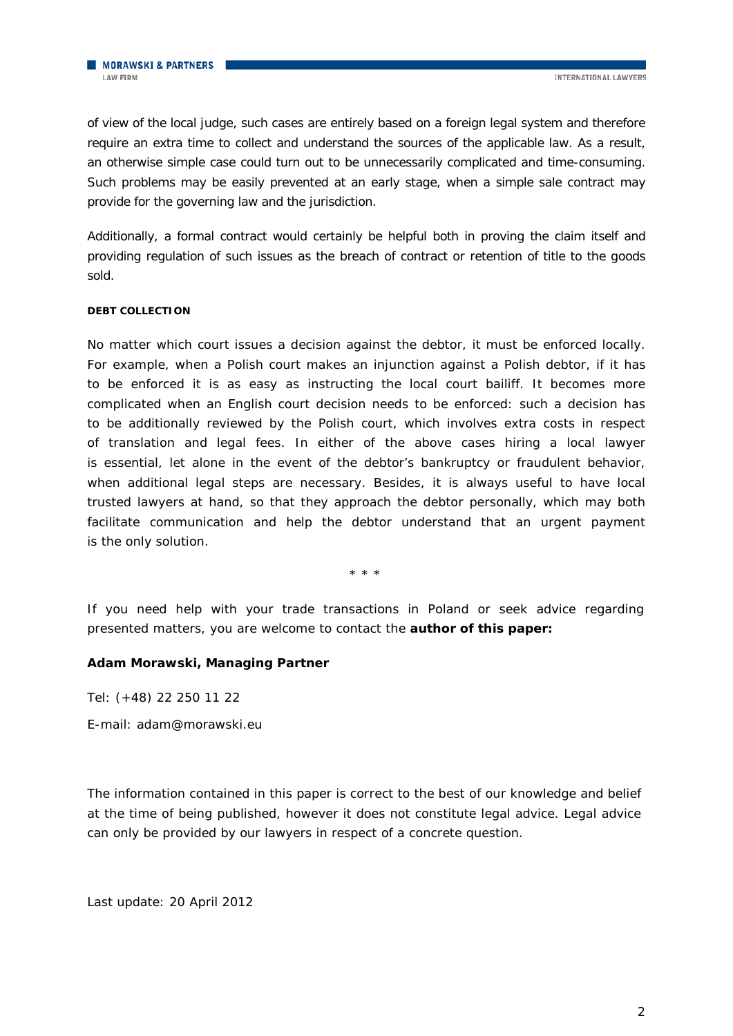of view of the local judge, such cases are entirely based on a foreign legal system and therefore require an extra time to collect and understand the sources of the applicable law. As a result, an otherwise simple case could turn out to be unnecessarily complicated and time-consuming. Such problems may be easily prevented at an early stage, when a simple sale contract may provide for the governing law and the jurisdiction.

Additionally, a formal contract would certainly be helpful both in proving the claim itself and providing regulation of such issues as the breach of contract or retention of title to the goods sold.

#### DEBT COLLECTION

No matter which court issues a decision against the debtor, it must be enforced locally. For example, when a Polish court makes an injunction against a Polish debtor, if it has to be enforced it is as easy as instructing the local court bailiff. It becomes more complicated when an English court decision needs to be enforced: such a decision has to be additionally reviewed by the Polish court, which involves extra costs in respect of translation and legal fees. In either of the above cases hiring a local lawyer is essential, let alone in the event of the debtor's bankruptcy or fraudulent behavior, when additional legal steps are necessary. Besides, it is always useful to have local trusted lawyers at hand, so that they approach the debtor personally, which may both facilitate communication and help the debtor understand that an urgent payment is the only solution.

\* \* \*

If you need help with your trade transactions in Poland or seek advice regarding presented matters, you are welcome to contact the **author of this paper:**

**Adam Morawski, Managing Partner**

Tel: (+48) 22 250 11 22

E-mail: adam@morawski.eu

The information contained in this paper is correct to the best of our knowledge and belief at the time of being published, however it does not constitute legal advice. Legal advice can only be provided by our lawyers in respect of a concrete question.

Last update: 20 April 2012